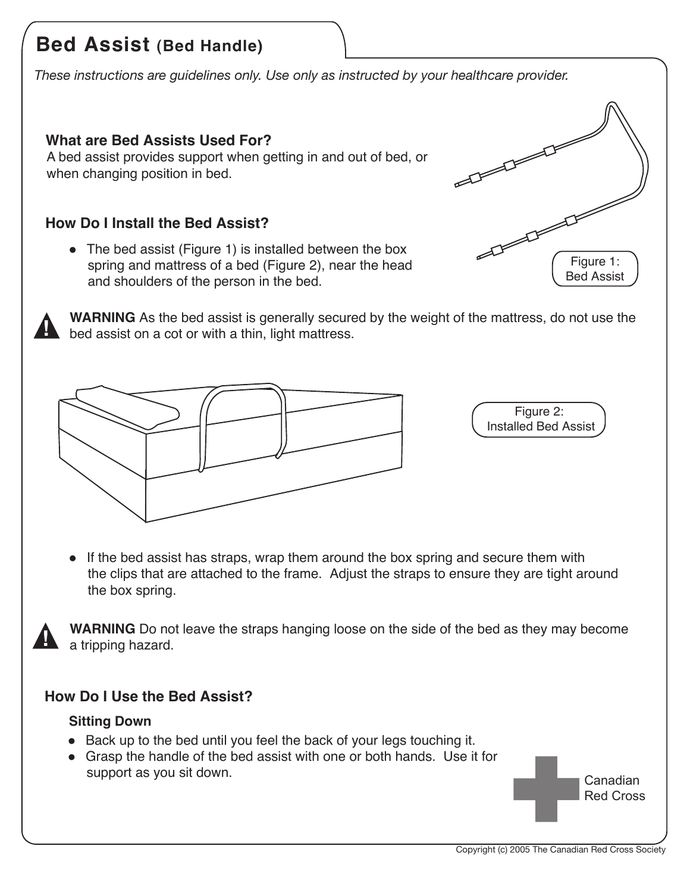# Bed Assist (Bed Handle)

*These instructions are guidelines only. Use only as instructed by your healthcare provider.*

## What are Bed Assists Used For?

A bed assist provides support when getting in and out of bed, or when changing position in bed.

## How Do I Install the Bed Assist?

- The bed assist (Figure 1) is installed between the box spring and mattress of a bed (Figure 2), near the head and shoulders of the person in the bed.

Figure 1: Bed Assist

**WARNING** As the bed assist is generally secured by the weight of the mattress, do not use the bed assist on a cot or with a thin, light mattress.

Figure 2: Installed Bed Assist

- If the bed assist has straps, wrap them around the box spring and secure them with the clips that are attached to the frame. Adjust the straps to ensure they are tight around the box spring.

**WARNING** Do not leave the straps hanging loose on the side of the bed as they may become a tripping hazard.

## How Do I Use the Bed Assist?

### Sitting Down

- Back up to the bed until you feel the back of your legs touching it.
- Grasp the handle of the bed assist with one or both hands. Use it for support as you sit down.

Canadian Red Cross

Copyright (c) 2005 The Canadian Red Cross Society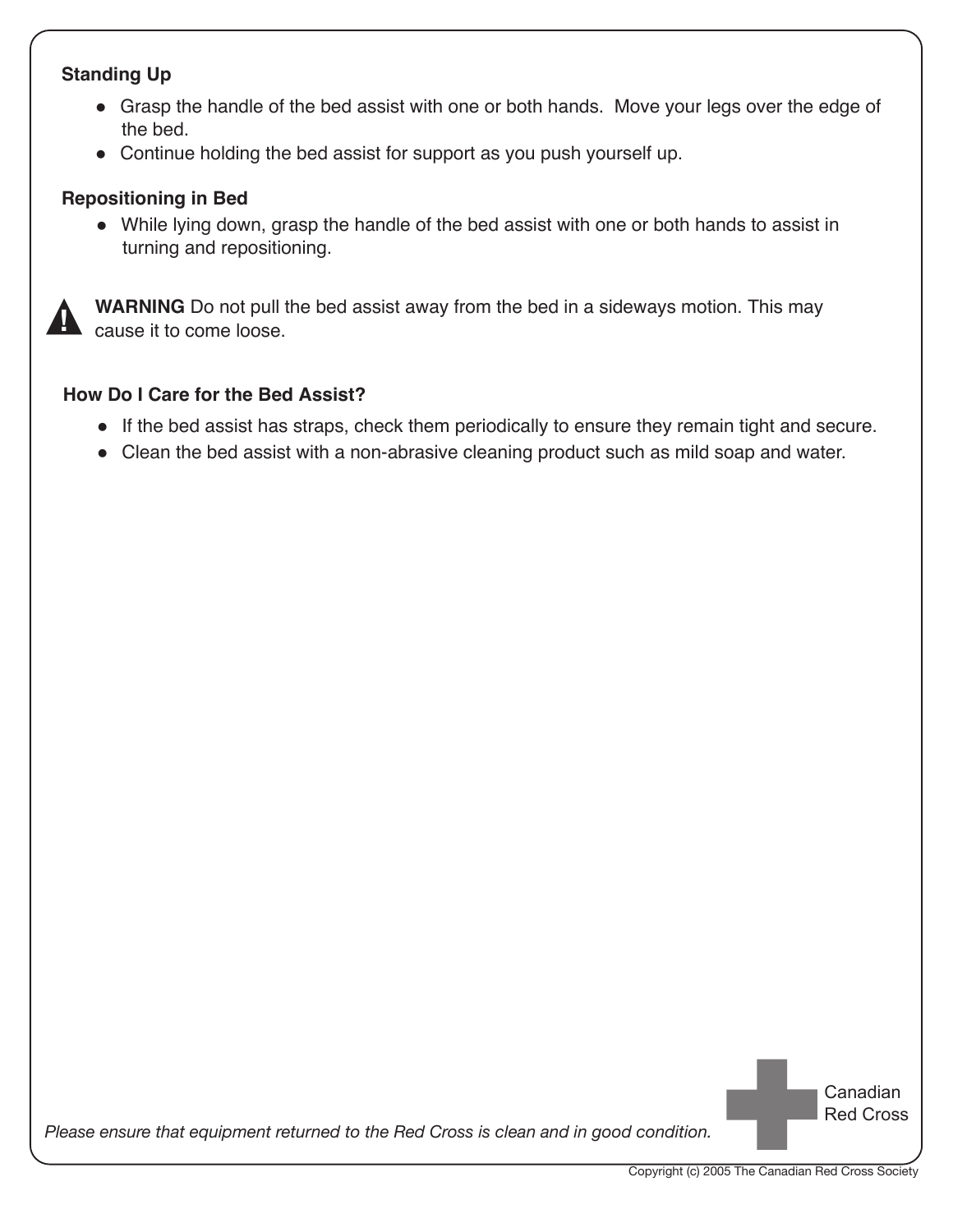### Standing Up

- Grasp the handle of the bed assist with one or both hands. Move your legs over the edge of the bed.
- Continue holding the bed assist for support as you push yourself up.

### Repositioning in Bed

- While lying down, grasp the handle of the bed assist with one or both hands to assist in turning and repositioning.

**WARNING** Do not pull the bed assist away from the bed in a sideways motion. This may cause it to come loose.

### How Do I Care for the Bed Assist?

- If the bed assist has straps, check them periodically to ensure they remain tight and secure.
- Clean the bed assist with a non-abrasive cleaning product such as mild soap and water.

*Please ensure that equipment returned to the Red Cross is clean and in good condition.*

Canadian Red Cross

Copyright (c) 2005 The Canadian Red Cross Society